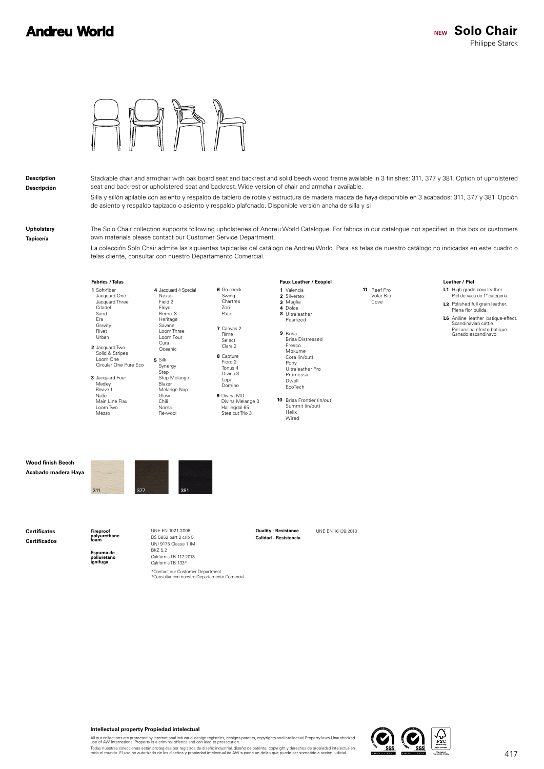**Andreu World**

# NEW Solo Chair

Philippe Starck

**Description**
**Descripción**

Stackable chair and armchair with oak board seat and backrest and solid beech wood frame available in 3 finishes: 311, 377 y 381. Option of upholstered seat and backrest or upholstered seat and backrest. Wide version of chair and armchair available.

Silla y sillón apilable con asiento y respaldo de tablero de roble y estructura de madera maciza de haya disponible en 3 acabados: 311, 377 y 381. Opción de asiento y respaldo tapizado o asiento y respaldo plafonado. Disponible versión ancha de silla y si

**Upholstery**
**Tapicería**

The Solo Chair collection supports following upholsteries of Andreu World Catalogue. For fabrics in our catalogue not specified in this box or customers own materials please contact our Customer Service Department.

La colección Solo Chair admite las siguientes tapicerías del catálogo de Andreu World. Para las telas de nuestro catálogo no indicadas en este cuadro o telas cliente, consultar con nuestro Departamento Comercial.

**Fabrics / Telas**

**1** Soft-fiber, Jacquard One, Jacquard Three, Citadel, Sand, Era, Gravity, Rivet, Urban

**2** Jacquard Two, Solid & Stripes, Loom One, Circular One Pure Eco

**3** Jacquard Four, Medley, Revive 1, Natte, Main Line Flax, Loom Two, Mezzo

**4** Jacquard 4 Special, Nexus, Field 2, Floyd, Remix 3, Heritage, Savane, Loom Three, Loom Four, Cura, Oceanic

**5** Silk, Synergy, Step, Step Melange, Blazer, Melange Nap, Glow, Chili, Noma, Re-wool

**6** Go check, Swing, Chartres, Zori, Patio

**7** Canvas 2, Rime, Select, Clara 2

**8** Capture, Fiord 2, Tonus 4, Divina 3, Lopi, Domino

**9** Divina MD, Divina Melange 3, Hallingdal 65, Steelcut Trio 3

**Faux Leather / Ecopiel**

**1** Valencia
**2** Silvertex
**3** Maglia
**4** Dolce
**8** Ultraleather, Pearlized

**9** Brisa, Brisa Distressed, Fresco, Mokume, Cora (in/out), Pony, Ultraleather Pro, Promessa, Dwell, EcoTech

**10** Brisa Frontier (in/out), Summit (in/out), Helix, Wired

**11** Reef Pro, Volar Bio, Cove

**Leather / Piel**

**L1** High grade cow leather. Piel de vaca de 1ª categoría.

**L3** Polished full grain leather. Plena flor pulida.

**L6** Aniline leather batique-effect. Scandinavian cattle. Piel anilina efecto batique. Ganado escandinavo.

**Wood finish Beech**
**Acabado madera Haya**

311 — 377 — 381

**Certificates**
**Certificados**

**Fireproof polyurethane foam**
**Espuma de poliuretano ignífuga**

UNE EN 1021:2006
BS 5852 part 2 crib 5
UNI 9175 Classe 1 IM
BKZ 5.2
California TB 117:2013
California TB 133*

*Contact our Customer Department
*Consultar con nuestro Departamento Comercial

**Quality - Resistance**
**Calidad - Resistencia**

UNE EN 16139:2013

**Intellectual property Propiedad intelectual**

All our collections are protected by international industrial design registries, designs patents, copyrights and intellectual Property laws.Unauthorized use of AW International Property is a criminal offence and can lead to prosecution.

Todas nuestras colecciones están protegidas por registros de diseño industrial, diseño de patente, copyright y derechos de propiedad intelectualen todo el mundo. El uso no autorizado de los diseños y propiedad intelectual de AW supone un delito que puede ser sometido a acción judicial.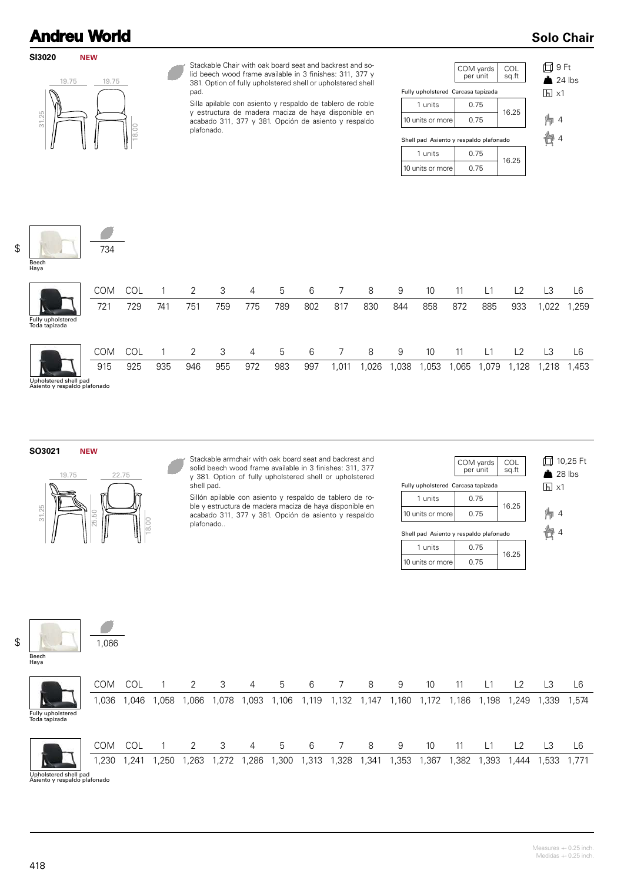# Andreu World

## Solo Chair

### SI3020 NEW

19.75 | 19.75 | 31.25 | 18.00

Stackable Chair with oak board seat and backrest and solid beech wood frame available in 3 finishes: 311, 377 y 381. Option of fully upholstered shell or upholstered shell pad.

Silla apilable con asiento y respaldo de tablero de roble y estructura de madera maciza de haya disponible en acabado 311, 377 y 381. Opción de asiento y respaldo plafonado.

| | COM yards per unit | COL sq.ft |
|---|---|---|
| **Fully upholstered Carcasa tapizada** | | |
| 1 units | 0.75 | 16.25 |
| 10 units or more | 0.75 | |
| **Shell pad Asiento y respaldo plafonado** | | |
| 1 units | 0.75 | 16.25 |
| 10 units or more | 0.75 | |

9 Ft
24 lbs
x1
4
4

$

Beech / Haya: 734

| Fully upholstered / Toda tapizada | COM | COL | 1 | 2 | 3 | 4 | 5 | 6 | 7 | 8 | 9 | 10 | 11 | L1 | L2 | L3 | L6 |
|---|---|---|---|---|---|---|---|---|---|---|---|---|---|---|---|---|---|
| | 721 | 729 | 741 | 751 | 759 | 775 | 789 | 802 | 817 | 830 | 844 | 858 | 872 | 885 | 933 | 1,022 | 1,259 |

| Upholstered shell pad / Asiento y respaldo plafonado | COM | COL | 1 | 2 | 3 | 4 | 5 | 6 | 7 | 8 | 9 | 10 | 11 | L1 | L2 | L3 | L6 |
|---|---|---|---|---|---|---|---|---|---|---|---|---|---|---|---|---|---|
| | 915 | 925 | 935 | 946 | 955 | 972 | 983 | 997 | 1,011 | 1,026 | 1,038 | 1,053 | 1,065 | 1,079 | 1,128 | 1,218 | 1,453 |

### SO3021 NEW

19.75 | 22.75 | 31.25 | 25.50 | 18.00

Stackable armchair with oak board seat and backrest and solid beech wood frame available in 3 finishes: 311, 377 y 381. Option of fully upholstered shell or upholstered shell pad.

Sillón apilable con asiento y respaldo de tablero de roble y estructura de madera maciza de haya disponible en acabado 311, 377 y 381. Opción de asiento y respaldo plafonado..

| | COM yards per unit | COL sq.ft |
|---|---|---|
| **Fully upholstered Carcasa tapizada** | | |
| 1 units | 0.75 | 16.25 |
| 10 units or more | 0.75 | |
| **Shell pad Asiento y respaldo plafonado** | | |
| 1 units | 0.75 | 16.25 |
| 10 units or more | 0.75 | |

10,25 Ft
28 lbs
x1
4
4

$

Beech / Haya: 1,066

| Fully upholstered / Toda tapizada | COM | COL | 1 | 2 | 3 | 4 | 5 | 6 | 7 | 8 | 9 | 10 | 11 | L1 | L2 | L3 | L6 |
|---|---|---|---|---|---|---|---|---|---|---|---|---|---|---|---|---|---|
| | 1,036 | 1,046 | 1,058 | 1,066 | 1,078 | 1,093 | 1,106 | 1,119 | 1,132 | 1,147 | 1,160 | 1,172 | 1,186 | 1,198 | 1,249 | 1,339 | 1,574 |

| Upholstered shell pad / Asiento y respaldo plafonado | COM | COL | 1 | 2 | 3 | 4 | 5 | 6 | 7 | 8 | 9 | 10 | 11 | L1 | L2 | L3 | L6 |
|---|---|---|---|---|---|---|---|---|---|---|---|---|---|---|---|---|---|
| | 1,230 | 1,241 | 1,250 | 1,263 | 1,272 | 1,286 | 1,300 | 1,313 | 1,328 | 1,341 | 1,353 | 1,367 | 1,382 | 1,393 | 1,444 | 1,533 | 1,771 |

Measures +- 0.25 inch.
Medidas +- 0.25 inch.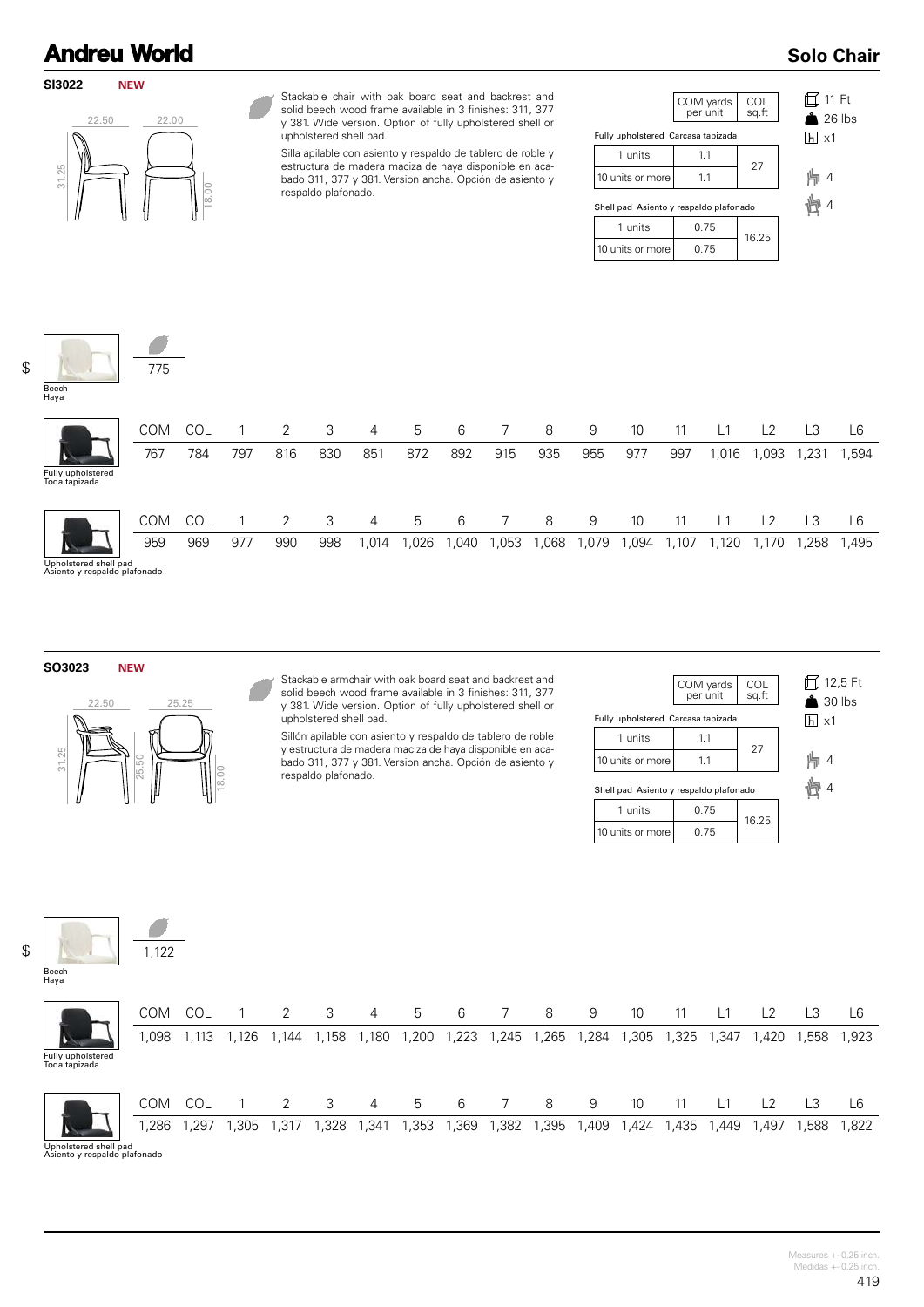# Andreu World

## Solo Chair

### SI3022 NEW

22.50 | 22.00 | 31.25 | 18.00

Stackable chair with oak board seat and backrest and solid beech wood frame available in 3 finishes: 311, 377 y 381. Wide versión. Option of fully upholstered shell or upholstered shell pad.

Silla apilable con asiento y respaldo de tablero de roble y estructura de madera maciza de haya disponible en acabado 311, 377 y 381. Version ancha. Opción de asiento y respaldo plafonado.

| | COM yards per unit | COL sq.ft |
|---|---|---|
| **Fully upholstered Carcasa tapizada** | | |
| 1 units | 1.1 | 27 |
| 10 units or more | 1.1 | |
| **Shell pad Asiento y respaldo plafonado** | | |
| 1 units | 0.75 | 16.25 |
| 10 units or more | 0.75 | |

11 Ft
26 lbs
x1
4
4

$

Beech
Haya

775

Fully upholstered
Toda tapizada

| COM | COL | 1 | 2 | 3 | 4 | 5 | 6 | 7 | 8 | 9 | 10 | 11 | L1 | L2 | L3 | L6 |
|---|---|---|---|---|---|---|---|---|---|---|---|---|---|---|---|---|
| 767 | 784 | 797 | 816 | 830 | 851 | 872 | 892 | 915 | 935 | 955 | 977 | 997 | 1,016 | 1,093 | 1,231 | 1,594 |

Upholstered shell pad
Asiento y respaldo plafonado

| COM | COL | 1 | 2 | 3 | 4 | 5 | 6 | 7 | 8 | 9 | 10 | 11 | L1 | L2 | L3 | L6 |
|---|---|---|---|---|---|---|---|---|---|---|---|---|---|---|---|---|
| 959 | 969 | 977 | 990 | 998 | 1,014 | 1,026 | 1,040 | 1,053 | 1,068 | 1,079 | 1,094 | 1,107 | 1,120 | 1,170 | 1,258 | 1,495 |

### SO3023 NEW

22.50 | 25.25 | 31.25 | 25.50 | 18.00

Stackable armchair with oak board seat and backrest and solid beech wood frame available in 3 finishes: 311, 377 y 381. Wide version. Option of fully upholstered shell or upholstered shell pad.

Sillón apilable con asiento y respaldo de tablero de roble y estructura de madera maciza de haya disponible en acabado 311, 377 y 381. Version ancha. Opción de asiento y respaldo plafonado.

| | COM yards per unit | COL sq.ft |
|---|---|---|
| **Fully upholstered Carcasa tapizada** | | |
| 1 units | 1.1 | 27 |
| 10 units or more | 1.1 | |
| **Shell pad Asiento y respaldo plafonado** | | |
| 1 units | 0.75 | 16.25 |
| 10 units or more | 0.75 | |

12,5 Ft
30 lbs
x1
4
4

$

Beech
Haya

1,122

Fully upholstered
Toda tapizada

| COM | COL | 1 | 2 | 3 | 4 | 5 | 6 | 7 | 8 | 9 | 10 | 11 | L1 | L2 | L3 | L6 |
|---|---|---|---|---|---|---|---|---|---|---|---|---|---|---|---|---|
| 1,098 | 1,113 | 1,126 | 1,144 | 1,158 | 1,180 | 1,200 | 1,223 | 1,245 | 1,265 | 1,284 | 1,305 | 1,325 | 1,347 | 1,420 | 1,558 | 1,923 |

Upholstered shell pad
Asiento y respaldo plafonado

| COM | COL | 1 | 2 | 3 | 4 | 5 | 6 | 7 | 8 | 9 | 10 | 11 | L1 | L2 | L3 | L6 |
|---|---|---|---|---|---|---|---|---|---|---|---|---|---|---|---|---|
| 1,286 | 1,297 | 1,305 | 1,317 | 1,328 | 1,341 | 1,353 | 1,369 | 1,382 | 1,395 | 1,409 | 1,424 | 1,435 | 1,449 | 1,497 | 1,588 | 1,822 |

Measures +- 0.25 inch.
Medidas +- 0.25 inch.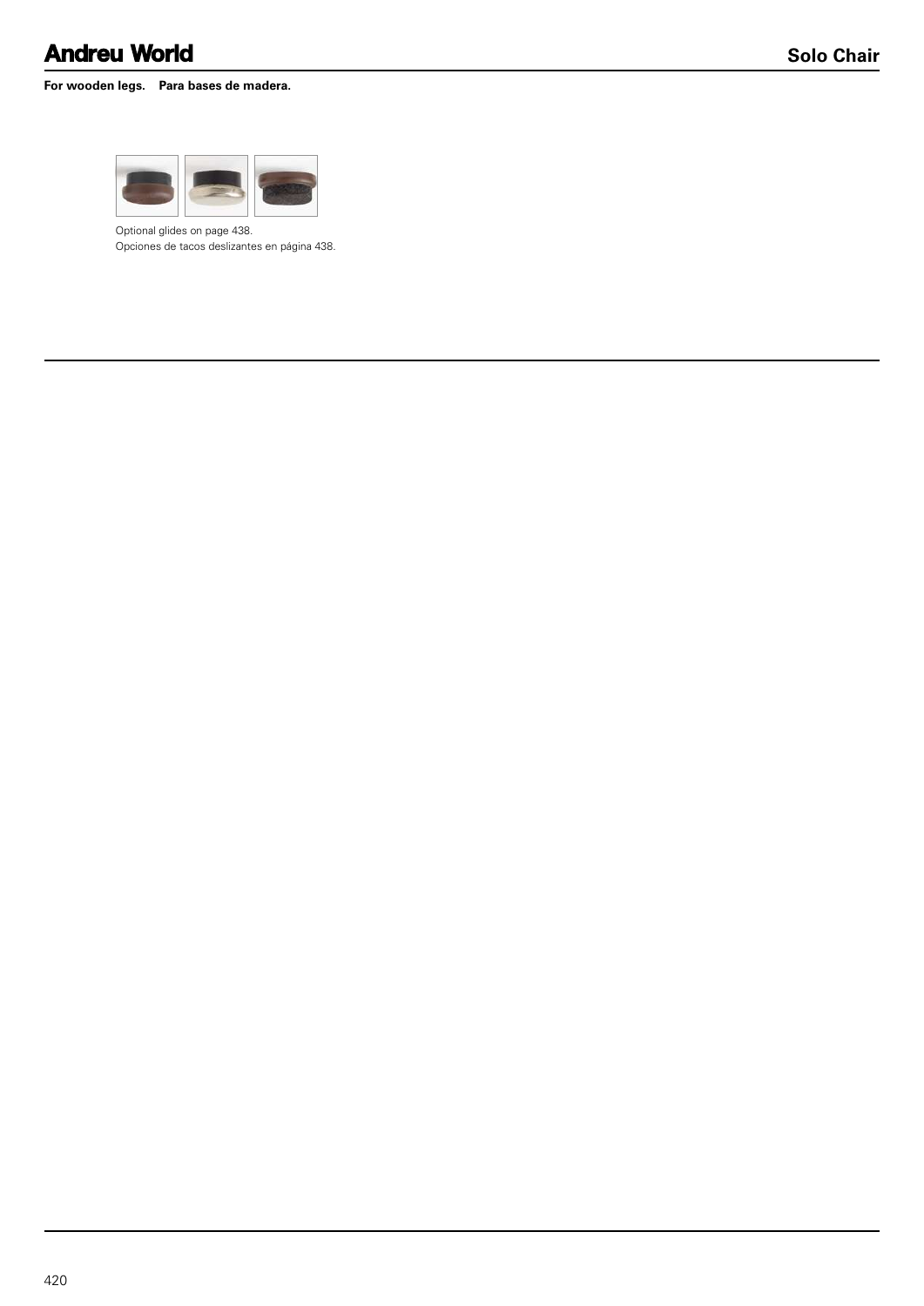**For wooden legs.  Para bases de madera.**

Optional glides on page 438.
Opciones de tacos deslizantes en página 438.